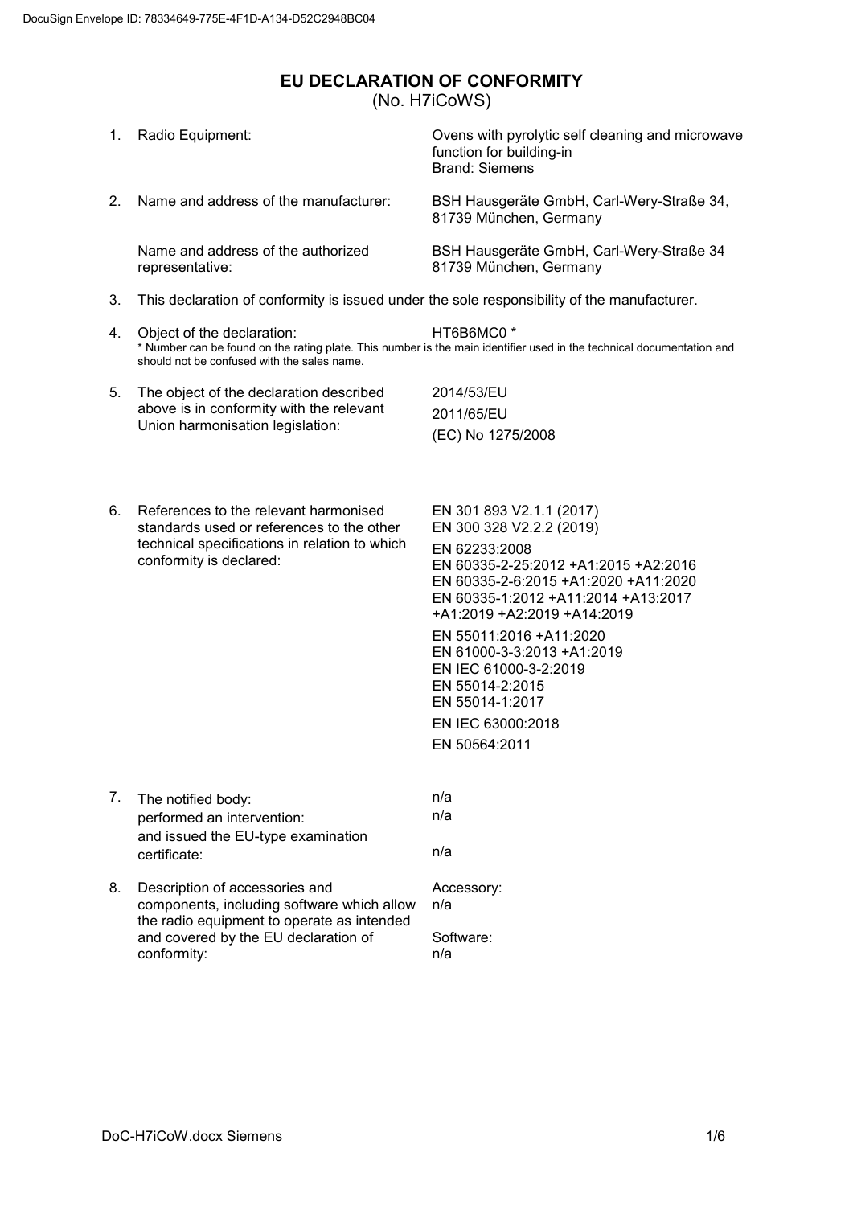DocuSign Envelope ID: 78334649-775E-4F1D-A134-D52C2948BC04

# EU DECLARATION OF CONFORMITY

(No. H7iCoWS)

1. Radio Equipment: Ovens with pyrolytic self cleaning and microwave function for building-in
   Brand: Siemens

2. Name and address of the manufacturer: BSH Hausgeräte GmbH, Carl-Wery-Straße 34, 81739 München, Germany

   Name and address of the authorized representative: BSH Hausgeräte GmbH, Carl-Wery-Straße 34 81739 München, Germany

3. This declaration of conformity is issued under the sole responsibility of the manufacturer.

4. Object of the declaration: HT6B6MC0 *
   * Number can be found on the rating plate. This number is the main identifier used in the technical documentation and should not be confused with the sales name.

5. The object of the declaration described above is in conformity with the relevant Union harmonisation legislation:
   2014/53/EU
   2011/65/EU
   (EC) No 1275/2008

6. References to the relevant harmonised standards used or references to the other technical specifications in relation to which conformity is declared:
   EN 301 893 V2.1.1 (2017)
   EN 300 328 V2.2.2 (2019)

   EN 62233:2008
   EN 60335-2-25:2012 +A1:2015 +A2:2016
   EN 60335-2-6:2015 +A1:2020 +A11:2020
   EN 60335-1:2012 +A11:2014 +A13:2017 +A1:2019 +A2:2019 +A14:2019

   EN 55011:2016 +A11:2020
   EN 61000-3-3:2013 +A1:2019
   EN IEC 61000-3-2:2019
   EN 55014-2:2015
   EN 55014-1:2017

   EN IEC 63000:2018

   EN 50564:2011

7. The notified body: n/a
   performed an intervention: n/a
   and issued the EU-type examination certificate: n/a

8. Description of accessories and components, including software which allow the radio equipment to operate as intended and covered by the EU declaration of conformity:
   Accessory:
   n/a

   Software:
   n/a

DoC-H7iCoW.docx Siemens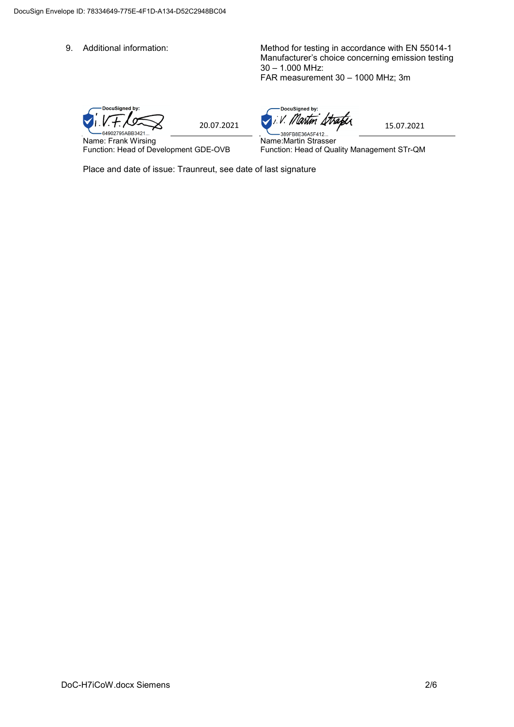9. Additional information: Method for testing in accordance with EN 55014-1
Manufacturer's choice concerning emission testing
30 – 1.000 MHz:
FAR measurement 30 – 1000 MHz; 3m

| DocuSigned by: i.V. F. | 20.07.2021 | DocuSigned by: i.V. Martin Strasser | 15.07.2021 |
|---|---|---|---|
| 64902795ABB3421... | | 389FB8E36A5F412... | |
| Name: Frank Wirsing | | Name:Martin Strasser | |
| Function: Head of Development GDE-OVB | | Function: Head of Quality Management STr-QM | |

Place and date of issue: Traunreut, see date of last signature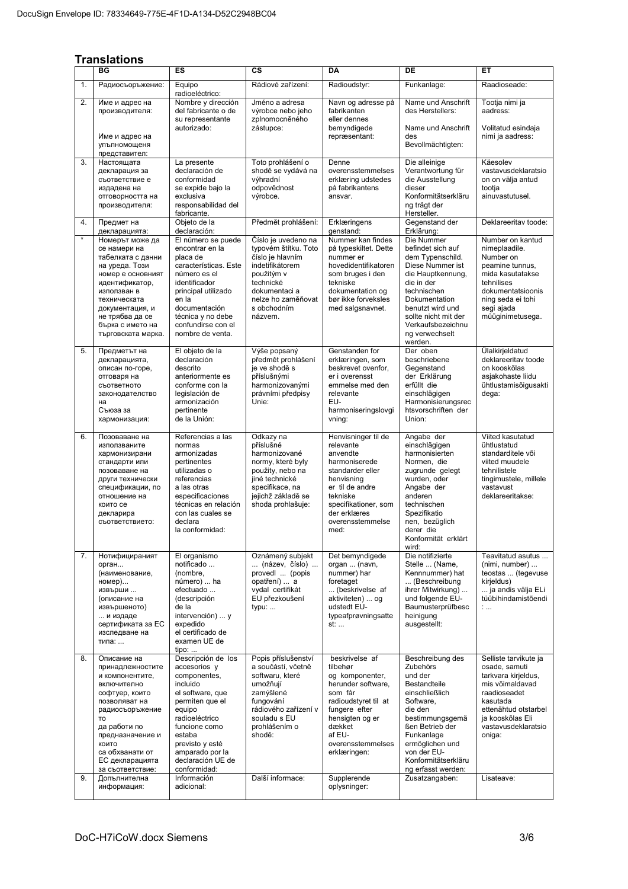## Translations

| | BG | ES | CS | DA | DE | ET |
|---|---|---|---|---|---|---|
| 1. | Радиосъоръжение: | Equipo radioeléctrico: | Rádiové zařízení: | Radioudstyr: | Funkanlage: | Raadioseade: |
| 2. | Име и адрес на производителя: Име и адрес на упълномощеня представител: | Nombre y dirección del fabricante o de su representante autorizado: | Jméno a adresa výrobce nebo jeho zplnomocněného zástupce: | Navn og adresse på fabrikanten eller dennes bemyndigede repræsentant: | Name und Anschrift des Herstellers: Name und Anschrift des Bevollmächtigten: | Tootja nimi ja aadress: Volitatud esindaja nimi ja aadress: |
| 3. | Настоящата декларация за съответствие е издадена на отговорността на производителя: | La presente declaración de conformidad se expide bajo la exclusiva responsabilidad del fabricante. | Toto prohlášení o shodě se vydává na výhradní odpovědnost výrobce. | Denne overensstemmelses erklæring udstedes på fabrikantens ansvar. | Die alleinige Verantwortung für die Ausstellung dieser Konformitätserklärung trägt der Hersteller. | Käesolev vastavusdeklaratsioon on välja antud tootja ainuvastutusel. |
| 4. | Предмет на декларацията: | Objeto de la declaración: | Předmět prohlášení: | Erklæringens genstand: | Gegenstand der Erklärung: | Deklareeritav toode: |
| * | Номерът може да се намери на табелката с данни на уреда. Този номер е основният идентификатор, използван в техническата документация, и не трябва да се бърка с името на търговската марка. | El número se puede encontrar en la placa de características. Este número es el identificador principal utilizado en la documentación técnica y no debe confundirse con el nombre de venta. | Číslo je uvedeno na typovém štítku. Toto číslo je hlavním indetifikátorem použitým v technické dokumentaci a nelze ho zaměňovat s obchodním názvem. | Nummer kan findes på typeskiltet. Dette nummer er hovedidentifikatoren som bruges i den tekniske dokumentation og bør ikke forveksles med salgsnavnet. | Die Nummer befindet sich auf dem Typenschild. Diese Nummer ist die Hauptkennung, die in der technischen Dokumentation benutzt wird und sollte nicht mit der Verkaufsbezeichnung verwechselt werden. | Number on kantud nimeplaadile. Number on peamine tunnus, mida kasutatakse tehnilises dokumentatsioonis ning seda ei tohi segi ajada müüginimetusega. |
| 5. | Предметът на декларацията, описан по-горе, отговаря на съответното законодателство на Съюза за хармонизация: | El objeto de la declaración descrito anteriormente es conforme con la legislación de armonización pertinente de la Unión: | Výše popsaný předmět prohlášení je ve shodě s příslušnými harmonizovanými právními předpisy Unie: | Genstanden for erklæringen, som beskrevet ovenfor, er i overensst emmelse med den relevante EU-harmoniseringslovgivning: | Der oben beschriebene Gegenstand der Erklärung erfüllt die einschlägigen Harmonisierungsrechtsvorschriften der Union: | Ülalkirjeldatud deklareeritav toode on kooskõlas asjakohaste liidu ühtlustamisõigusaktidega: |
| 6. | Позоваване на използваните хармонизирани стандарти или позоваване на други технически спецификации, по отношение на които се декларира съответствието: | Referencias a las normas armonizadas pertinentes utilizadas o referencias a las otras especificaciones técnicas en relación con las cuales se declara la conformidad: | Odkazy na příslušné harmonizované normy, které byly použity, nebo na jiné technické specifikace, na jejichž základě se shoda prohlašuje: | Henvisninger til de relevante anvendte harmoniserede standarder eller henvisning er til de andre tekniske specifikationer, som der erklæres overensstemmelse med: | Angabe der einschlägigen harmonisierten Normen, die zugrunde gelegt wurden, oder Angabe der anderen technischen Spezifikationen, bezüglich derer die Konformität erklärt wird: | Viited kasutatud ühtlustatud standarditele või viited muudele tehnilistele tingimustele, millele vastavust deklareeritakse: |
| 7. | Нотифицираният орган... (наименование, номер)... извърши ... (описание на извършеното) ... и издаде сертификата за ЕС изследване на типа: ... | El organismo notificado ... (nombre, número) ... ha efectuado ... (descripción de la intervención) ... y expedido el certificado de examen UE de tipo: ... | Oznámený subjekt ... (název, číslo) ... provedl ... (popis opatření) ... a vydal certifikát EU přezkoušení typu: ... | Det bemyndigede organ ... (navn, nummer) har foretaget ... (beskrivelse af aktiviteten) ... og udstedt EU-typeafprøvningsattest: ... | Die notifizierte Stelle ... (Name, Kennnummer) hat ... (Beschreibung ihrer Mitwirkung) ... und folgende EU-Baumusterprüfbescheinigung ausgestellt: | Teavitatud asutus ... (nimi, number) ... teostas ... (tegevuse kirjeldus) ... ja andis välja ELi tüübihindamistõendi : ... |
| 8. | Описание на принадлежностите и компонентите, включително софтуер, които позволяват на радиосъоръжението да работи по предназначение и които са обхванати от ЕС декларацията за съответствие: | Descripción de los accesorios y componentes, incluido el software, que permiten que el equipo radioeléctrico funcione como estaba previsto y esté amparado por la declaración UE de conformidad: | Popis příslušenství a součástí, včetně softwaru, které umožňují zamýšlené fungování rádiového zařízení v souladu s EU prohlášením o shodě: | beskrivelse af tilbehør og komponenter, herunder software, som får radioudstyret til at fungere efter hensigten og er dækket af EU-overensstemmelses erklæringen: | Beschreibung des Zubehörs und der Bestandteile einschließlich Software, die den bestimmungsgemäßen Betrieb der Funkanlage ermöglichen und von der EU-Konformitätserklärung erfasst werden: | Selliste tarvikute ja osade, samuti tarkvara kirjeldus, mis võimaldavad raadioseadet kasutada ettenähtud otstarbel ja kooskõlas Eli vastavusdeklaratsiooniga: |
| 9. | Допълнителна информация: | Información adicional: | Další informace: | Supplerende oplysninger: | Zusatzangaben: | Lisateave: |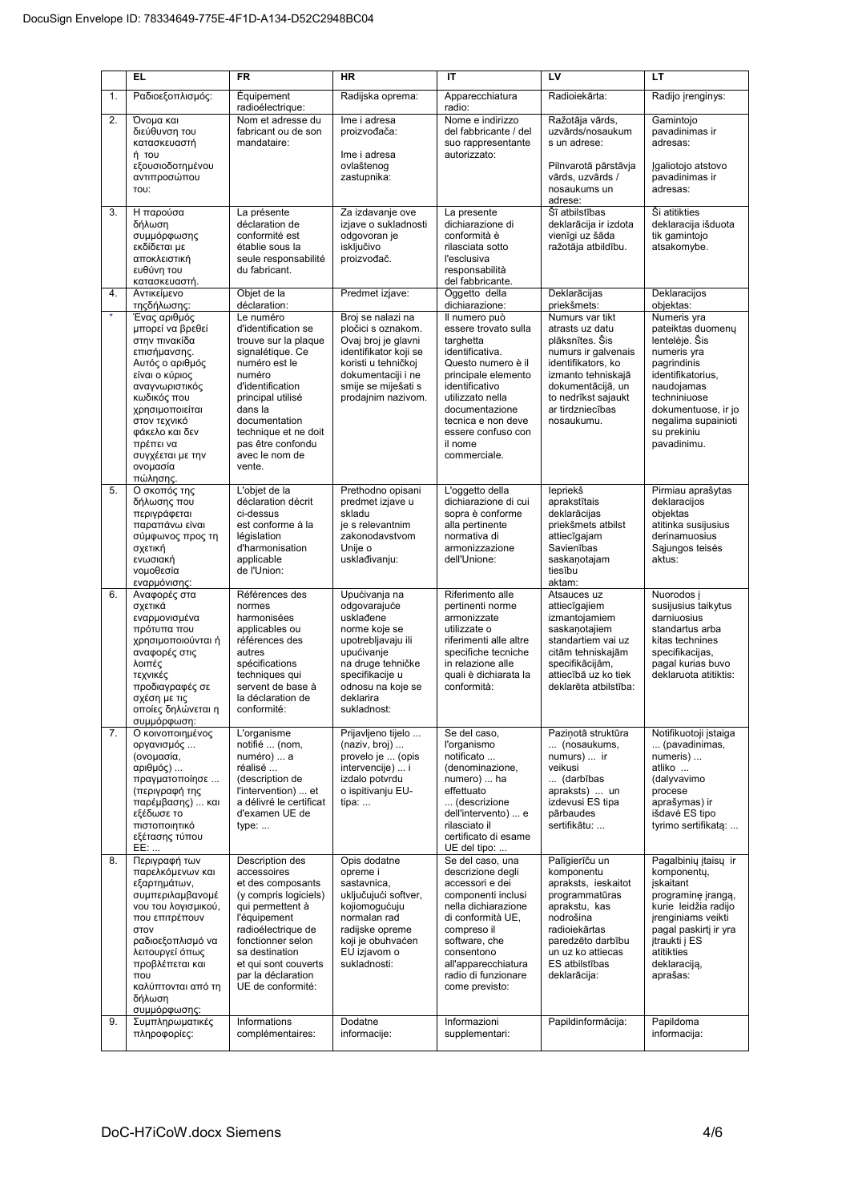| | EL | FR | HR | IT | LV | LT |
|---|---|---|---|---|---|---|
| 1. | Ραδιοεξοπλισμός: | Équipement radioélectrique: | Radijska oprema: | Apparecchiatura radio: | Radioiekārta: | Radijo įrenginys: |
| 2. | Όνομα και διεύθυνση του κατασκευαστή ή του εξουσιοδοτημένου αντιπροσώπου του: | Nom et adresse du fabricant ou de son mandataire: | Ime i adresa proizvođača: Ime i adresa ovlaštenog zastupnika: | Nome e indirizzo del fabbricante / del suo rappresentante autorizzato: | Ražotāja vārds, uzvārds/nosaukums un adrese: Pilnvarotā pārstāvja vārds, uzvārds / nosaukums un adrese: | Gamintojo pavadinimas ir adresas: Įgaliotojo atstovo pavadinimas ir adresas: |
| 3. | Η παρούσα δήλωση συμμόρφωσης εκδίδεται με αποκλειστική ευθύνη του κατασκευαστή. | La présente déclaration de conformité est établie sous la seule responsabilité du fabricant. | Za izdavanje ove izjave o sukladnosti odgovoran je isključivo proizvođač. | La presente dichiarazione di conformità è rilasciata sotto l'esclusiva responsabilità del fabbricante. | Šī atbilstības deklarācija ir izdota vienīgi uz šāda ražotāja atbildību. | Ši atitikties deklaracija išduota tik gamintojo atsakomybe. |
| 4. | Αντικείμενο τηςδήλωσης: | Objet de la déclaration: | Predmet izjave: | Oggetto della dichiarazione: | Deklarācijas priekšmets: | Deklaracijos objektas: |
| * | Ένας αριθμός μπορεί να βρεθεί στην πινακίδα επισήμανσης. Αυτός ο αριθμός είναι ο κύριος αναγνωριστικός κωδικός που χρησιμοποιείται στον τεχνικό φάκελο και δεν πρέπει να συγχέεται με την ονομασία πώλησης. | Le numéro d'identification se trouve sur la plaque signalétique. Ce numéro est le numéro d'identification principal utilisé dans la documentation technique et ne doit pas être confondu avec le nom de vente. | Broj se nalazi na pločici s oznakom. Ovaj broj je glavni identifikator koji se koristi u tehničkoj dokumentaciji i ne smije se miješati s prodajnim nazivom. | Il numero può essere trovato sulla targhetta identificativa. Questo numero è il principale elemento identificativo utilizzato nella documentazione tecnica e non deve essere confuso con il nome commerciale. | Numurs var tikt atrasts uz datu plāksnītes. Šis numurs ir galvenais identifikators, ko izmanto tehniskajā dokumentācijā, un to nedrīkst sajaukt ar tirdzniecības nosaukumu. | Numeris yra pateiktas duomenų lentelėje. Šis numeris yra pagrindinis identifikatorius, naudojamas techniniuose dokumentuose, ir jo negalima supainioti su prekiniu pavadinimu. |
| 5. | Ο σκοπός της δήλωσης που περιγράφεται παραπάνω είναι σύμφωνος προς τη σχετική ενωσιακή νομοθεσία εναρμόνισης: | L'objet de la déclaration décrit ci-dessus est conforme à la législation d'harmonisation applicable de l'Union: | Prethodno opisani predmet izjave u skladu je s relevantnim zakonodavstvom Unije o usklađivanju: | L'oggetto della dichiarazione di cui sopra è conforme alla pertinente normativa di armonizzazione dell'Unione: | Iepriekš aprakstītais deklarācijas priekšmets atbilst attiecīgajam Savienības saskaņotajam tiesību aktam: | Pirmiau aprašytas deklaracijos objektas atitinka susijusius derinamuosius Sąjungos teisės aktus: |
| 6. | Αναφορές στα σχετικά εναρμονισμένα πρότυπα που χρησιμοποιούνται ή αναφορές στις λοιπές τεχνικές προδιαγραφές σε σχέση με τις οποίες δηλώνεται η συμμόρφωση: | Références des normes harmonisées applicables ou références des autres spécifications techniques qui servent de base à la déclaration de conformité: | Upućivanja na odgovarajuće usklađene norme koje se upotrebljavaju ili upućivanje na druge tehničke specifikacije u odnosu na koje se deklarira sukladnost: | Riferimento alle pertinenti norme armonizzate utilizzate o riferimenti alle altre specifiche tecniche in relazione alle quali è dichiarata la conformità: | Atsauces uz attiecīgajiem izmantojamiem saskaņotajiem standartiem vai uz citām tehniskajām specifikācijām, attiecībā uz ko tiek deklarēta atbilstība: | Nuorodos į susijusius taikytus darniuosius standartus arba kitas technines specifikacijas, pagal kurias buvo deklaruota atitiktis: |
| 7. | Ο κοινοποιημένος οργανισμός ... (ονομασία, αριθμός) ... πραγματοποίησε ... (περιγραφή της παρέμβασης) ... και εξέδωσε το πιστοποιητικό εξέτασης τύπου ΕΕ: ... | L'organisme notifié ... (nom, numéro) ... a réalisé ... (description de l'intervention) ... et a délivré le certificat d'examen UE de type: ... | Prijavljeno tijelo ... (naziv, broj) ... provelo je ... (opis intervencije) ... i izdalo potvrdu o ispitivanju EU-tipa: ... | Se del caso, l'organismo notificato ... (denominazione, numero) ... ha effettuato ... (descrizione dell'intervento) ... e rilasciato il certificato di esame UE del tipo: ... | Paziņotā struktūra ... (nosaukums, numurs) ... ir veikusi ... (darbības apraksts) ... un izdevusi ES tipa pārbaudes sertifikātu: ... | Notifikuotoji įstaiga ... (pavadinimas, numeris) ... atliko ... (dalyvavimo procese aprašymas) ir išdavė ES tipo tyrimo sertifikatą: ... |
| 8. | Περιγραφή των παρελκόμενων και εξαρτημάτων, συμπεριλαμβανομένου του λογισμικού, που επιτρέπουν στον ραδιοεξοπλισμό να λειτουργεί όπως προβλέπεται και που καλύπτονται από τη δήλωση συμμόρφωσης: | Description des accessoires et des composants (y compris logiciels) qui permettent à l'équipement radioélectrique de fonctionner selon sa destination et qui sont couverts par la déclaration UE de conformité: | Opis dodatne opreme i sastavnica, uključujući softver, kojiomogućuju normalan rad radijske opreme koji je obuhvaćen EU izjavom o sukladnosti: | Se del caso, una descrizione degli accessori e dei componenti inclusi nella dichiarazione di conformità UE, compreso il software, che consentono all'apparecchiatura radio di funzionare come previsto: | Palīgierīču un komponentu apraksts, ieskaitot programmatūras aprakstu, kas nodrošina radioiekārtas paredzēto darbību un uz ko attiecas ES atbilstības deklarācija: | Pagalbinių įtaisų ir komponentų, įskaitant programinę įrangą, kurie leidžia radijo įrenginiams veikti pagal paskirtį ir yra įtraukti į ES atitikties deklaraciją, aprašas: |
| 9. | Συμπληρωματικές πληροφορίες: | Informations complémentaires: | Dodatne informacije: | Informazioni supplementari: | Papildinformācija: | Papildoma informacija: |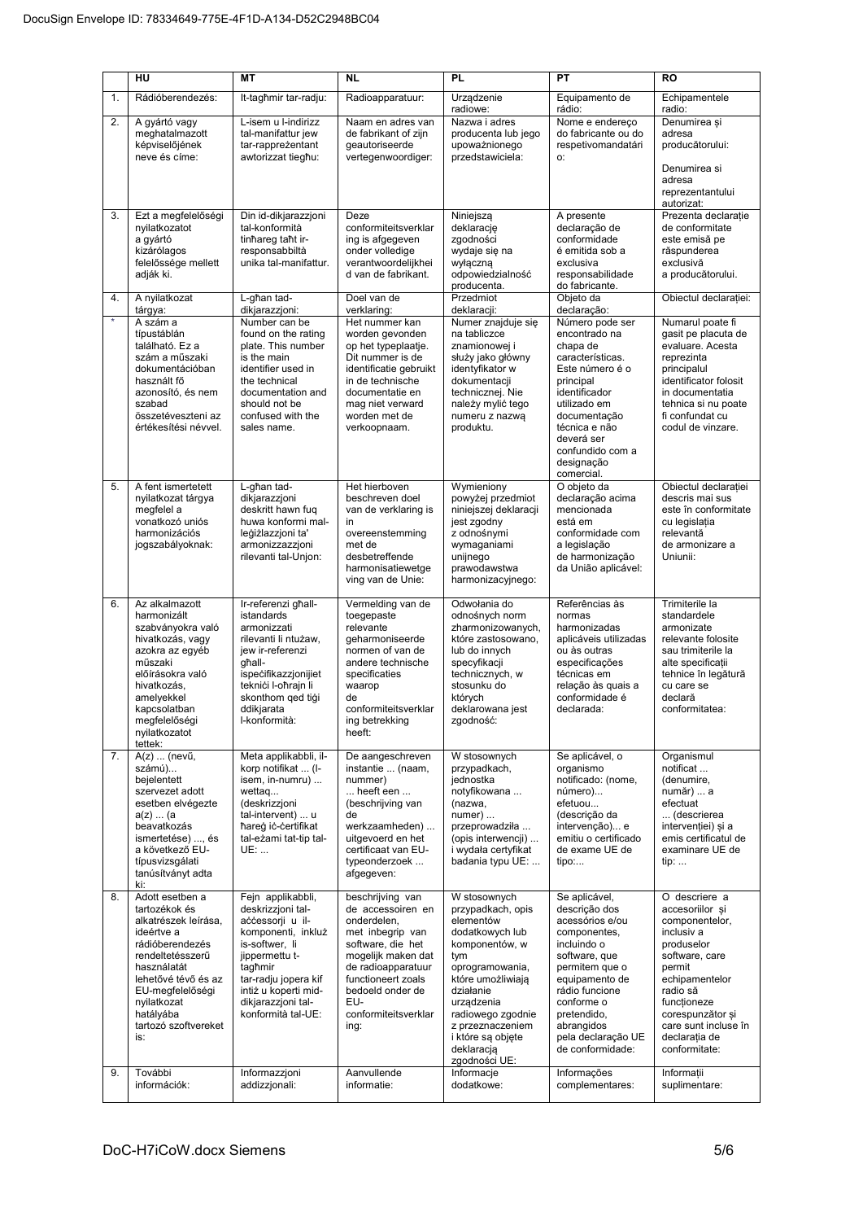| | HU | MT | NL | PL | PT | RO |
|---|---|---|---|---|---|---|
| 1. | Rádióberendezés: | It-tagħmir tar-radju: | Radioapparatuur: | Urządzenie radiowe: | Equipamento de rádio: | Echipamentele radio: |
| 2. | A gyártó vagy meghatalmazott képviselőjének neve és címe: | L-isem u l-indirizz tal-manifattur jew tar-rappreżentant awtorizzat tiegħu: | Naam en adres van de fabrikant of zijn geautoriseerde vertegenwoordiger: | Nazwa i adres producenta lub jego upoważnionego przedstawiciela: | Nome e endereço do fabricante ou do respetivomandatário: | Denumirea și adresa producătorului: Denumirea si adresa reprezentantului autorizat: |
| 3. | Ezt a megfelelőségi nyilatkozatot a gyártó kizárólagos felelőssége mellett adják ki. | Din id-dikjarazzjoni tal-konformità tinħareg taħt ir-responsabbiltà unika tal-manifattur. | Deze conformiteitsverklaring is afgegeven onder volledige verantwoordelijkheid van de fabrikant. | Niniejszą deklarację zgodności wydaje się na wyłączną odpowiedzialność producenta. | A presente declaração de conformidade é emitida sob a exclusiva responsabilidade do fabricante. | Prezenta declarație de conformitate este emisă pe răspunderea exclusivă a producătorului. |
| 4. | A nyilatkozat tárgya: | L-għan tad-dikjarazzjoni: | Doel van de verklaring: | Przedmiot deklaracji: | Objeto da declaração: | Obiectul declarației: |
| * | A szám a típustáblán található. Ez a szám a műszaki dokumentációban használt fő azonosító, és nem szabad összetéveszteni az értékesítési névvel. | Number can be found on the rating plate. This number is the main identifier used in the technical documentation and should not be confused with the sales name. | Het nummer kan worden gevonden op het typeplaatje. Dit nummer is de identificatie gebruikt in de technische documentatie en mag niet verward worden met de verkoopnaam. | Numer znajduje się na tabliczce znamionowej i służy jako główny identyfikator w dokumentacji technicznej. Nie należy mylić tego numeru z nazwą produktu. | Número pode ser encontrado na chapa de características. Este número é o principal identificador utilizado em documentação técnica e não deverá ser confundido com a designação comercial. | Numarul poate fi gasit pe placuta de evaluare. Acesta reprezinta principalul identificator folosit in documentatia tehnica si nu poate fi confundat cu codul de vinzare. |
| 5. | A fent ismertetett nyilatkozat tárgya megfelel a vonatkozó uniós harmonizációs jogszabályoknak: | L-għan tad-dikjarazzjoni deskritt hawn fuq huwa konformi mal-leġiżlazzjoni ta' armonizzazzjoni rilevanti tal-Unjon: | Het hierboven beschreven doel van de verklaring is in overeenstemming met de desbetreffende harmonisatiewetgeving van de Unie: | Wymieniony powyżej przedmiot niniejszej deklaracji jest zgodny z odnośnymi wymaganiami unijnego prawodawstwa harmonizacyjnego: | O objeto da declaração acima mencionada está em conformidade com a legislação de harmonização da União aplicável: | Obiectul declarației descris mai sus este în conformitate cu legislația relevantă de armonizare a Uniunii: |
| 6. | Az alkalmazott harmonizált szabványokra való hivatkozás, vagy azokra az egyéb műszaki előírásokra való hivatkozás, amelyekkel kapcsolatban megfelelőségi nyilatkozatot tettek: | Ir-referenzi għall-istandards armonizzati rilevanti li ntużaw, jew ir-referenzi għall-ispeċifikazzjonijiet tekniċi l-oħrajn li skonthom qed tiġi ddikjarata l-konformità: | Vermelding van de toegepaste relevante geharmoniseerde normen of van de andere technische specificaties waarop de conformiteitsverklaring betrekking heeft: | Odwołania do odnośnych norm zharmonizowanych, które zastosowano, lub do innych specyfikacji technicznych, w stosunku do których deklarowana jest zgodność: | Referências às normas harmonizadas aplicáveis utilizadas ou às outras especificações técnicas em relação às quais a conformidade é declarada: | Trimiterile la standardele armonizate relevante folosite sau trimiterile la alte specificații tehnice în legătură cu care se declară conformitatea: |
| 7. | A(z) ... (nevű, számú)... bejelentett szervezet adott esetben elvégezte a(z) ... (a beavatkozás ismertetése) ..., és a következő EU-típusvizsgálati tanúsítványt adta ki: | Meta applikabbli, il-korp notifikat ... (l-isem, in-numru) ... wettaq... (deskrizzjoni tal-intervent) ... u ħareġ iċ-ċertifikat tal-eżami tat-tip tal-UE: ... | De aangeschreven instantie ... (naam, nummer) ... heeft een ... (beschrijving van de werkzaamheden) ... uitgevoerd en het certificaat van EU-typeonderzoek ... afgegeven: | W stosownych przypadkach, jednostka notyfikowana ... (nazwa, numer) ... przeprowadziła ... (opis interwencji) ... i wydała certyfikat badania typu UE: ... | Se aplicável, o organismo notificado: (nome, número)... efetuou... (descrição da intervenção)... e emitiu o certificado de exame UE de tipo:... | Organismul notificat ... (denumire, număr) ... a efectuat ... (descrierea intervenției) și a emis certificatul de examinare UE de tip: ... |
| 8. | Adott esetben a tartozékok és alkatrészek leírása, ideértve a rádióberendezés rendeltetésszerű használatát lehetővé tévő az EU-megfelelőségi nyilatkozat hatályába tartozó szoftvereket is: | Fejn applikabbli, deskrizzjoni tal-aċċessorji u il-komponenti, inkluż is-software, li jippermettu t-tagħmir tar-radju jopera kif intiż u koperti mid-dikjarazzjoni tal-konformità tal-UE: | beschrijving van de accessoiren en onderdelen, met inbegrip van software, die het mogelijk maken dat de radioapparatuur functioneert zoals bedoeld onder de EU-conformiteitsverklaring: | W stosownych przypadkach, opis elementów dodatkowych lub komponentów, w tym oprogramowania, które umożliwiają działanie urządzenia radiowego zgodnie z przeznaczeniem i które są objęte deklaracją zgodności UE: | Se aplicável, descrição dos acessórios e/ou componentes, incluindo o software, que permitem que o equipamento de rádio funcione conforme o pretendido, abrangidos pela declaração UE de conformidade: | O descriere a accesoriilor și componentelor, inclusiv a produselor software, care permit echipamentelor radio să funcționeze corespunzător și care sunt incluse în declarația de conformitate: |
| 9. | További információk: | Informazzjoni addizzjonali: | Aanvullende informatie: | Informacje dodatkowe: | Informações complementares: | Informații suplimentare: |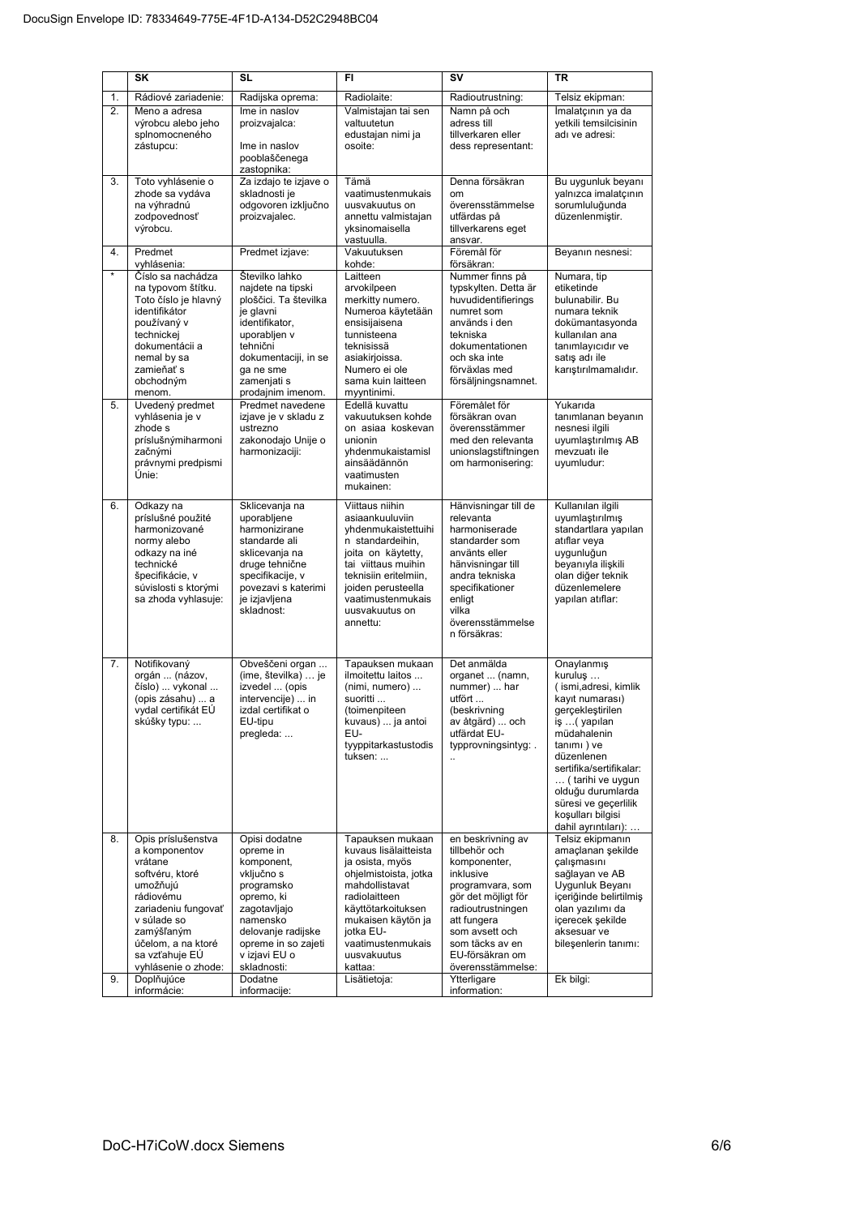| | SK | SL | FI | SV | TR |
|---|---|---|---|---|---|
| 1. | Rádiové zariadenie: | Radijska oprema: | Radiolaite: | Radioutrustning: | Telsiz ekipman: |
| 2. | Meno a adresa výrobcu alebo jeho splnomocneného zástupcu: | Ime in naslov proizvajalca: Ime in naslov pooblaščenega zastopnika: | Valmistajan tai sen valtuutetun edustajan nimi ja osoite: | Namn på och adress till tillverkaren eller dess representant: | İmalatçının ya da yetkili temsilcisinin adı ve adresi: |
| 3. | Toto vyhlásenie o zhode sa vydáva na výhradnú zodpovednosť výrobcu. | Za izdajo te izjave o skladnosti je odgovoren izključno proizvajalec. | Tämä vaatimustenmukais uusvakuutus on annettu valmistajan yksinomaisella vastuulla. | Denna försäkran om överensstämmelse utfärdas på tillverkarens eget ansvar. | Bu uygunluk beyanı yalnızca imalatçının sorumluluğunda düzenlenmiştir. |
| 4. | Predmet vyhlásenia: | Predmet izjave: | Vakuutuksen kohde: | Föremål för försäkran: | Beyanın nesnesi: |
| * | Číslo sa nachádza na typovom štítku. Toto číslo je hlavný identifikátor používaný v technickej dokumentácii a nemal by sa zamieňať s obchodným menom. | Številko lahko najdete na tipski ploščici. Ta številka je glavni identifikator, uporabljen v tehnični dokumentaciji, in se ga ne sme zamenjati s prodajnim imenom. | Laitteen arvokilpeen merkitty numero. Numeroa käytetään ensisijaisena tunnisteena teknisissä asiakirjoissa. Numero ei ole sama kuin laitteen myyntinimi. | Nummer finns på typskylten. Detta är huvudidentifierings numret som används i den tekniska dokumentationen och ska inte förväxlas med försäljningsnamnet. | Numara, tip etiketinde bulunabilir. Bu numara teknik dokümantasyonda kullanılan ana tanımlayıcıdır ve satış adı ile karıştırılmamalıdır. |
| 5. | Uvedený predmet vyhlásenia je v zhode s príslušnými harmonizačnými právnymi predpismi Únie: | Predmet navedene izjave je v skladu z ustrezno zakonodajo Unije o harmonizaciji: | Edellä kuvattu vakuutuksen kohde on asiaa koskevan unionin yhdenmukaistamisl ainsäädännön vaatimusten mukainen: | Föremålet för försäkran ovan överensstämmer med den relevanta unionslagstiftningen om harmonisering: | Yukarıda tanımlanan beyanın nesnesi ilgili uyumlaştırılmış AB mevzuatı ile uyumludur: |
| 6. | Odkazy na príslušné použité harmonizované normy alebo odkazy na iné technické špecifikácie, v súvislosti s ktorými sa zhoda vyhlasuje: | Sklicevanja na uporabljene harmonizirane standarde ali sklicevanja na druge tehnične specifikacije, v povezavi s katerimi je izjavljena skladnost: | Viittaus niihin asiaankuuluviin yhdenmukaistettuihi n standardeihin, joita on käytetty, tai viittaus muihin teknisiin eritelmiin, joiden perusteella vaatimustenmukais uusvakuutus on annettu: | Hänvisningar till de relevanta harmoniserade standarder som använts eller hänvisningar till andra tekniska specifikationer enligt vilka överensstämmelse n försäkras: | Kullanılan ilgili uyumlaştırılmış standartlara yapılan atıflar veya uygunluğun beyanıyla ilişkili olan diğer teknik düzenlemelere yapılan atıflar: |
| 7. | Notifikovaný orgán ... (názov, číslo) ... vykonal ... (opis zásahu) ... a vydal certifikát EÚ skúšky typu: ... | Obveščeni organ ... (ime, številka) … je izvedel ... (opis intervencije) ... in izdal certifikat o EU-tipu pregleda: ... | Tapauksen mukaan ilmoitettu laitos ... (nimi, numero) ... suoritti ... (toimenpiteen kuvaus) ... ja antoi EU-tyyppitarkastustodis tuksen: ... | Det anmälda organet ... (namn, nummer) ... har utfört ... (beskrivning av åtgärd) ... och utfärdat EU-typprovningsintyg: . .. | Onaylanmış kuruluş … ( ismi,adresi, kimlik kayıt numarası) gerçekleştirilen iş …( yapılan müdahalenin tanımı ) ve düzenlenen sertifika/sertifikalar: … ( tarihi ve uygun olduğu durumlarda süresi ve geçerlilik koşulları bilgisi dahil ayrıntıları): … |
| 8. | Opis príslušenstva a komponentov vrátane softvéru, ktoré umožňujú rádiovému zariadeniu fungovať v súlade so zamýšľaným účelom, a na ktoré sa vzťahuje EÚ vyhlásenie o zhode: | Opisi dodatne opreme in komponent, vključno s programsko opremo, ki zagotavljajo namensko delovanje radijske opreme in so zajeti v izjavi EU o skladnosti: | Tapauksen mukaan kuvaus lisälaitteista ja osista, myös ohjelmistoista, jotka mahdollistavat radiolaitteen käyttötarkoituksen mukaisen käytön ja jotka EU-vaatimustenmukais uusvakuutus kattaa: | en beskrivning av tillbehör och komponenter, inklusive programvara, som gör det möjligt för radioutrustningen att fungera som avsett och som täcks av en EU-försäkran om överensstämmelse: | Telsiz ekipmanın amaçlanan şekilde çalışmasını sağlayan ve AB Uygunluk Beyanı içeriğinde belirtilmiş olan yazılımı da içerecek şekilde aksesuar ve bileşenlerin tanımı: |
| 9. | Doplňujúce informácie: | Dodatne informacije: | Lisätietoja: | Ytterligare information: | Ek bilgi: |

DoC-H7iCoW.docx Siemens